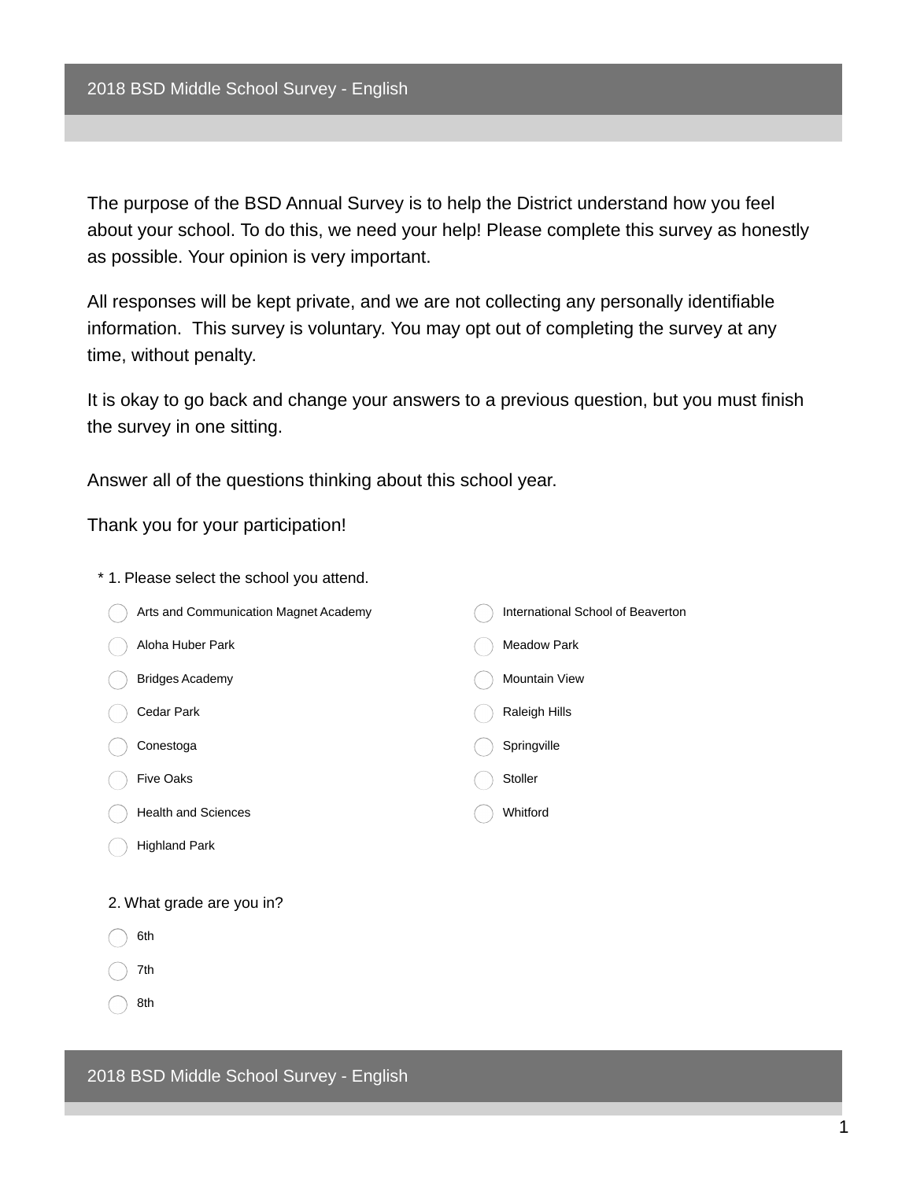# 2018 BSD Middle School Survey - English

The purpose of the BSD Annual Survey is to help the District understand how you feel about your school. To do this, we need your help! Please complete this survey as honestly as possible. Your opinion is very important.

All responses will be kept private, and we are not collecting any personally identifiable information. This survey is voluntary. You may opt out of completing the survey at any time, without penalty.

It is okay to go back and change your answers to a previous question, but you must finish the survey in one sitting.

Answer all of the questions thinking about this school year.

Thank you for your participation!

\* 1. Please select the school you attend.

- Arts and Communication Magnet Academy
- Aloha Huber Park
- Bridges Academy
- Cedar Park
- Conestoga
- Five Oaks
- Health and Sciences
- Highland Park
- International School of Beaverton
- Meadow Park
- Mountain View
- Raleigh Hills
- Springville
- Stoller
- Whitford

2. What grade are you in?

- 6th
- 7th
- 8th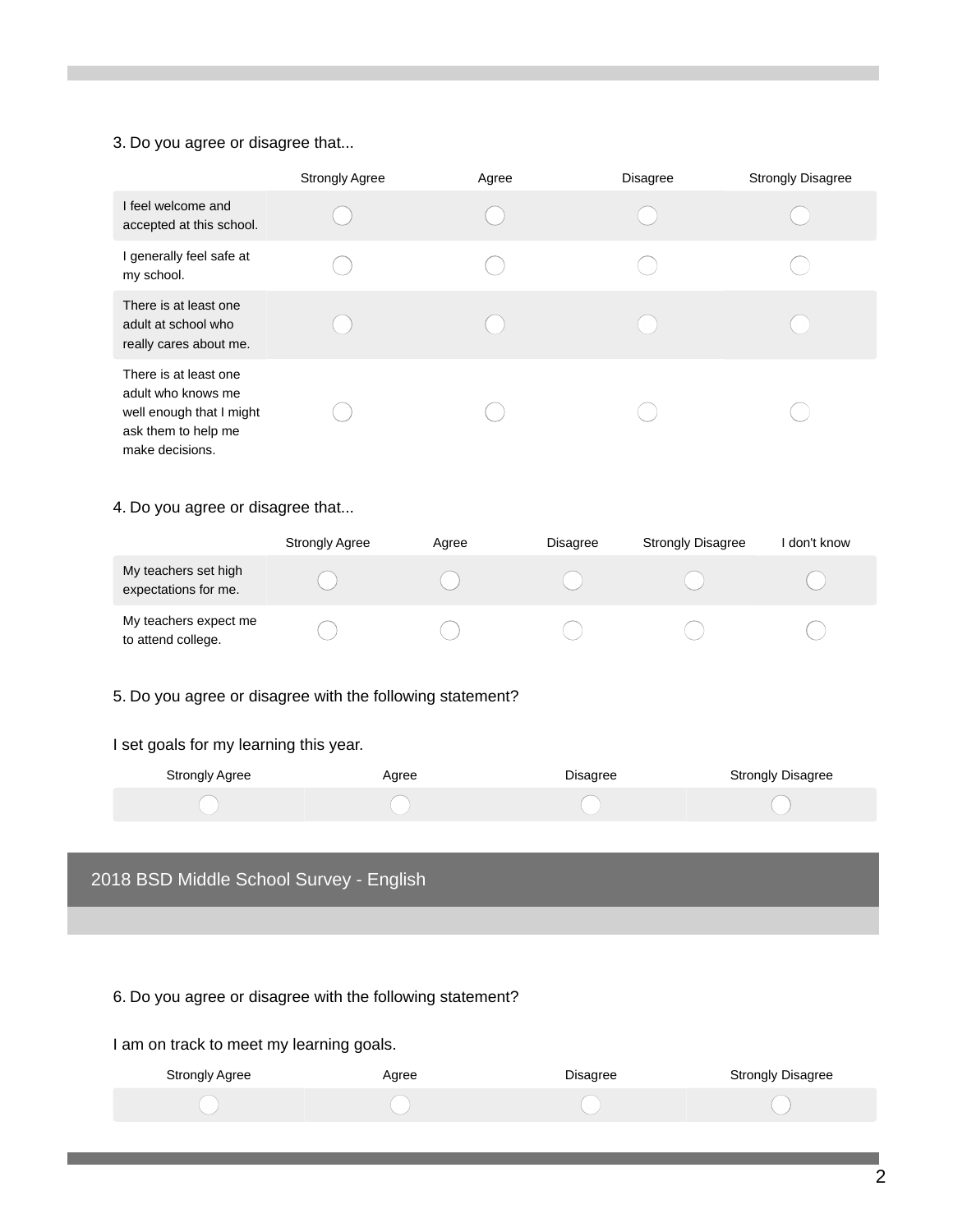3. Do you agree or disagree that...

| | Strongly Agree | Agree | Disagree | Strongly Disagree |
|---|---|---|---|---|
| I feel welcome and accepted at this school. | ◯ | ◯ | ◯ | ◯ |
| I generally feel safe at my school. | ◯ | ◯ | ◯ | ◯ |
| There is at least one adult at school who really cares about me. | ◯ | ◯ | ◯ | ◯ |
| There is at least one adult who knows me well enough that I might ask them to help me make decisions. | ◯ | ◯ | ◯ | ◯ |

4. Do you agree or disagree that...

| | Strongly Agree | Agree | Disagree | Strongly Disagree | I don't know |
|---|---|---|---|---|---|
| My teachers set high expectations for me. | ◯ | ◯ | ◯ | ◯ | ◯ |
| My teachers expect me to attend college. | ◯ | ◯ | ◯ | ◯ | ◯ |

5. Do you agree or disagree with the following statement?

I set goals for my learning this year.

| Strongly Agree | Agree | Disagree | Strongly Disagree |
|---|---|---|---|
| ◯ | ◯ | ◯ | ◯ |

## 2018 BSD Middle School Survey - English

6. Do you agree or disagree with the following statement?

I am on track to meet my learning goals.

| Strongly Agree | Agree | Disagree | Strongly Disagree |
|---|---|---|---|
| ◯ | ◯ | ◯ | ◯ |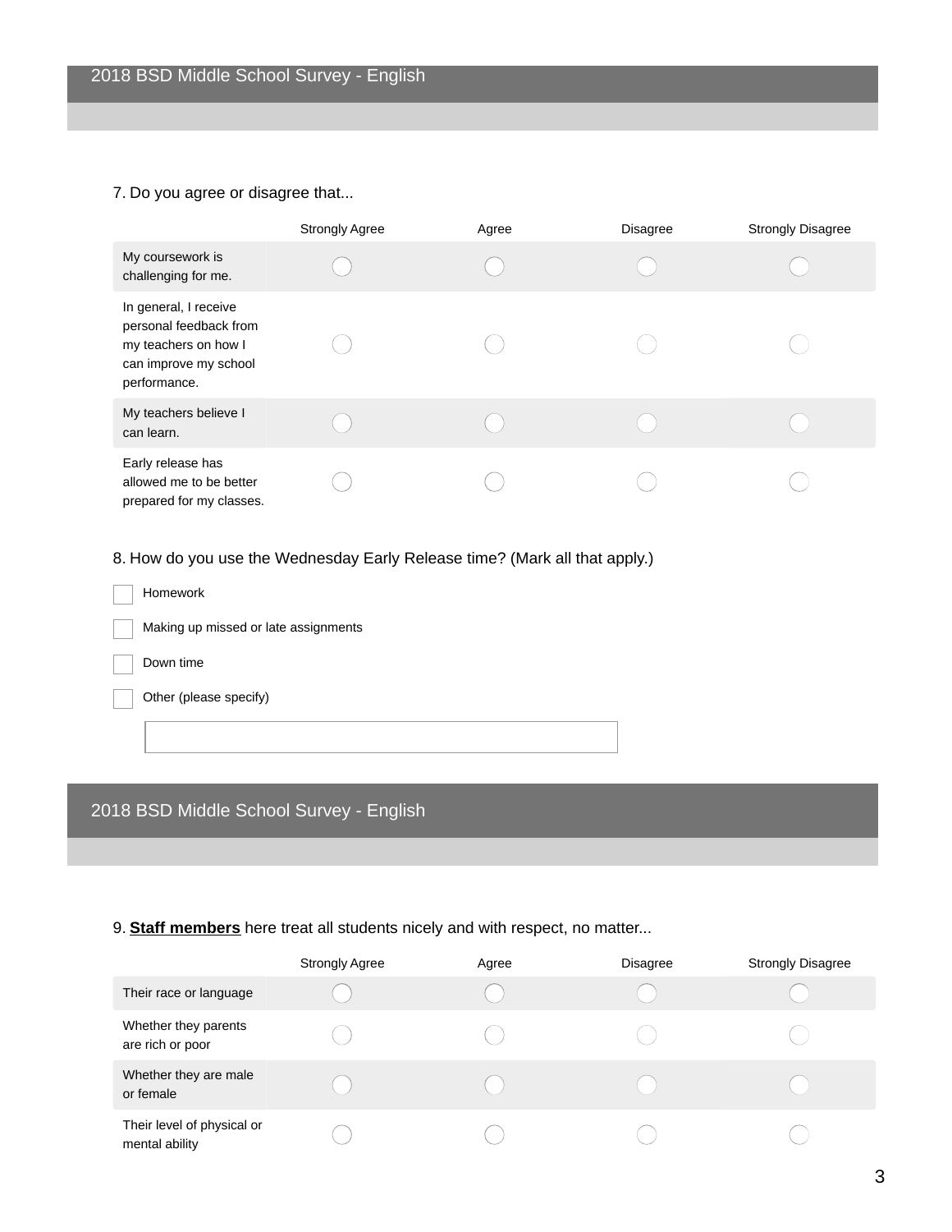## 2018 BSD Middle School Survey - English

7. Do you agree or disagree that...

| | Strongly Agree | Agree | Disagree | Strongly Disagree |
|---|---|---|---|---|
| My coursework is challenging for me. | ◯ | ◯ | ◯ | ◯ |
| In general, I receive personal feedback from my teachers on how I can improve my school performance. | ◯ | ◯ | ◯ | ◯ |
| My teachers believe I can learn. | ◯ | ◯ | ◯ | ◯ |
| Early release has allowed me to be better prepared for my classes. | ◯ | ◯ | ◯ | ◯ |

8. How do you use the Wednesday Early Release time? (Mark all that apply.)

- [ ] Homework
- [ ] Making up missed or late assignments
- [ ] Down time
- [ ] Other (please specify)

## 2018 BSD Middle School Survey - English

9. **Staff members** here treat all students nicely and with respect, no matter...

| | Strongly Agree | Agree | Disagree | Strongly Disagree |
|---|---|---|---|---|
| Their race or language | ◯ | ◯ | ◯ | ◯ |
| Whether they parents are rich or poor | ◯ | ◯ | ◯ | ◯ |
| Whether they are male or female | ◯ | ◯ | ◯ | ◯ |
| Their level of physical or mental ability | ◯ | ◯ | ◯ | ◯ |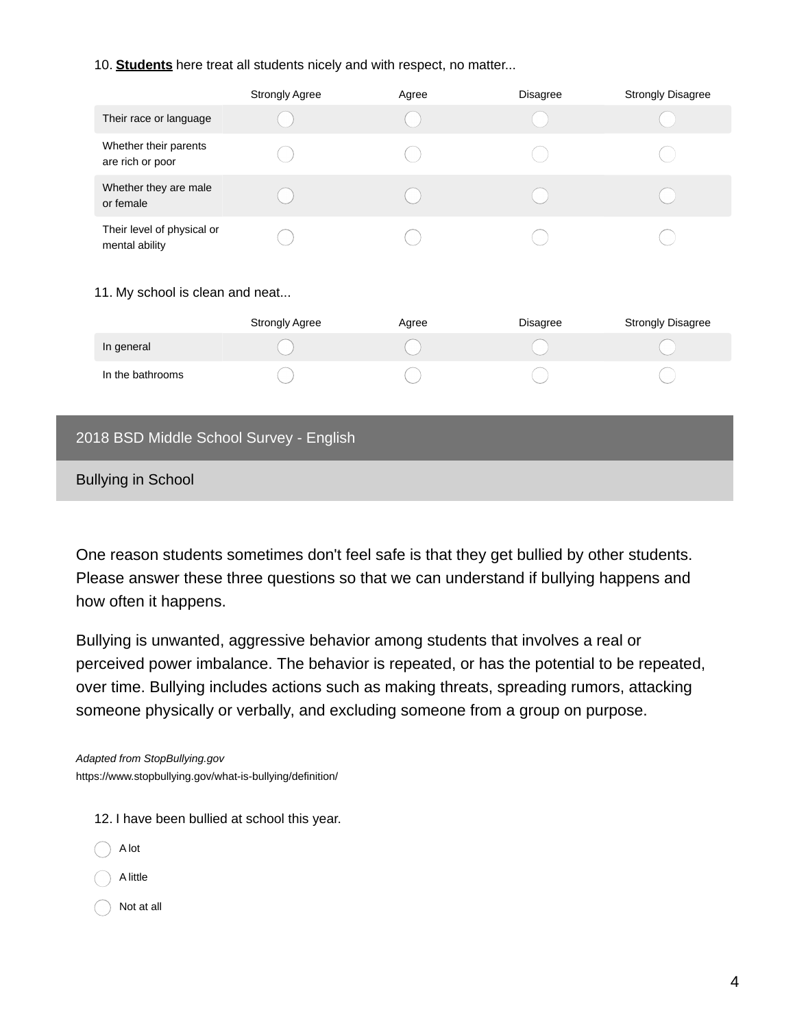10. **Students** here treat all students nicely and with respect, no matter...

| | Strongly Agree | Agree | Disagree | Strongly Disagree |
|---|---|---|---|---|
| Their race or language | ◯ | ◯ | ◯ | ◯ |
| Whether their parents are rich or poor | ◯ | ◯ | ◯ | ◯ |
| Whether they are male or female | ◯ | ◯ | ◯ | ◯ |
| Their level of physical or mental ability | ◯ | ◯ | ◯ | ◯ |

11. My school is clean and neat...

| | Strongly Agree | Agree | Disagree | Strongly Disagree |
|---|---|---|---|---|
| In general | ◯ | ◯ | ◯ | ◯ |
| In the bathrooms | ◯ | ◯ | ◯ | ◯ |

## 2018 BSD Middle School Survey - English

### Bullying in School

One reason students sometimes don't feel safe is that they get bullied by other students. Please answer these three questions so that we can understand if bullying happens and how often it happens.

Bullying is unwanted, aggressive behavior among students that involves a real or perceived power imbalance. The behavior is repeated, or has the potential to be repeated, over time. Bullying includes actions such as making threats, spreading rumors, attacking someone physically or verbally, and excluding someone from a group on purpose.

*Adapted from StopBullying.gov*
https://www.stopbullying.gov/what-is-bullying/definition/

12. I have been bullied at school this year.

◯ A lot

◯ A little

◯ Not at all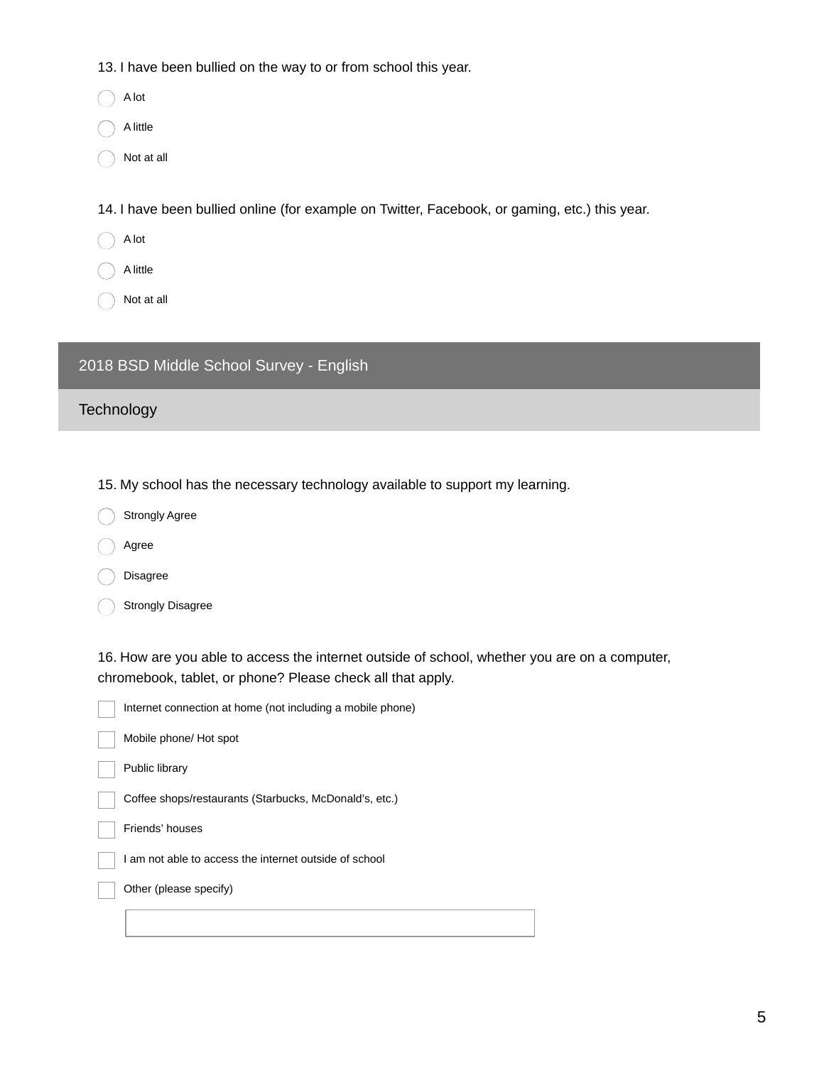13. I have been bullied on the way to or from school this year.

- A lot
- A little
- Not at all

14. I have been bullied online (for example on Twitter, Facebook, or gaming, etc.) this year.

- A lot
- A little
- Not at all

## 2018 BSD Middle School Survey - English

### Technology

15. My school has the necessary technology available to support my learning.

- Strongly Agree
- Agree
- Disagree
- Strongly Disagree

16. How are you able to access the internet outside of school, whether you are on a computer, chromebook, tablet, or phone? Please check all that apply.

- [ ] Internet connection at home (not including a mobile phone)
- [ ] Mobile phone/ Hot spot
- [ ] Public library
- [ ] Coffee shops/restaurants (Starbucks, McDonald's, etc.)
- [ ] Friends' houses
- [ ] I am not able to access the internet outside of school
- [ ] Other (please specify)

________________________________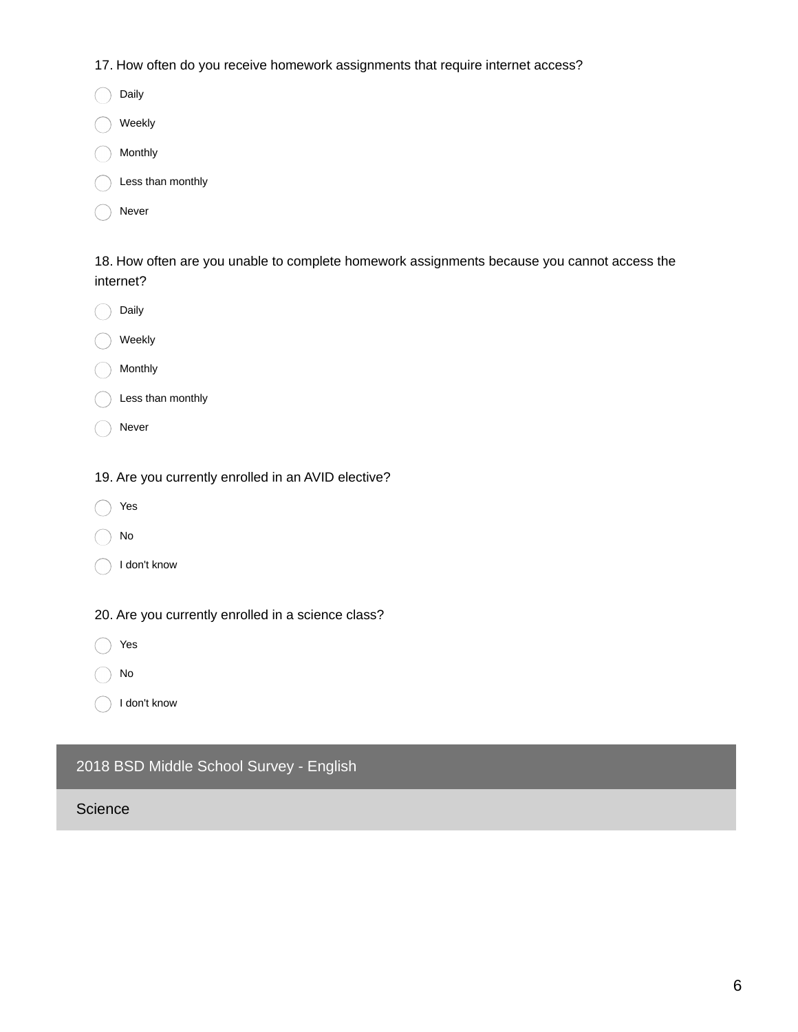17. How often do you receive homework assignments that require internet access?

- Daily
- Weekly
- Monthly
- Less than monthly
- Never

18. How often are you unable to complete homework assignments because you cannot access the internet?

- Daily
- Weekly
- Monthly
- Less than monthly
- Never

19. Are you currently enrolled in an AVID elective?

- Yes
- No
- I don't know

20. Are you currently enrolled in a science class?

- Yes
- No
- I don't know

## 2018 BSD Middle School Survey - English

### Science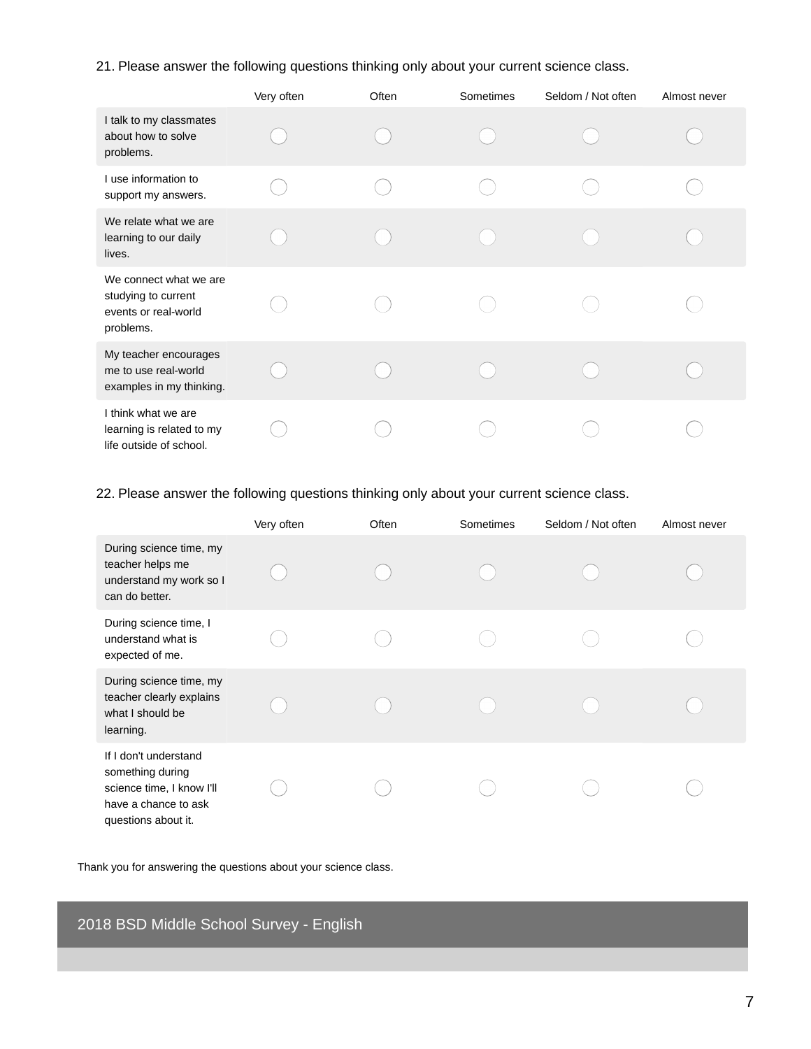21. Please answer the following questions thinking only about your current science class.

| | Very often | Often | Sometimes | Seldom / Not often | Almost never |
|---|---|---|---|---|---|
| I talk to my classmates about how to solve problems. | ◯ | ◯ | ◯ | ◯ | ◯ |
| I use information to support my answers. | ◯ | ◯ | ◯ | ◯ | ◯ |
| We relate what we are learning to our daily lives. | ◯ | ◯ | ◯ | ◯ | ◯ |
| We connect what we are studying to current events or real-world problems. | ◯ | ◯ | ◯ | ◯ | ◯ |
| My teacher encourages me to use real-world examples in my thinking. | ◯ | ◯ | ◯ | ◯ | ◯ |
| I think what we are learning is related to my life outside of school. | ◯ | ◯ | ◯ | ◯ | ◯ |

22. Please answer the following questions thinking only about your current science class.

| | Very often | Often | Sometimes | Seldom / Not often | Almost never |
|---|---|---|---|---|---|
| During science time, my teacher helps me understand my work so I can do better. | ◯ | ◯ | ◯ | ◯ | ◯ |
| During science time, I understand what is expected of me. | ◯ | ◯ | ◯ | ◯ | ◯ |
| During science time, my teacher clearly explains what I should be learning. | ◯ | ◯ | ◯ | ◯ | ◯ |
| If I don't understand something during science time, I know I'll have a chance to ask questions about it. | ◯ | ◯ | ◯ | ◯ | ◯ |

Thank you for answering the questions about your science class.

2018 BSD Middle School Survey - English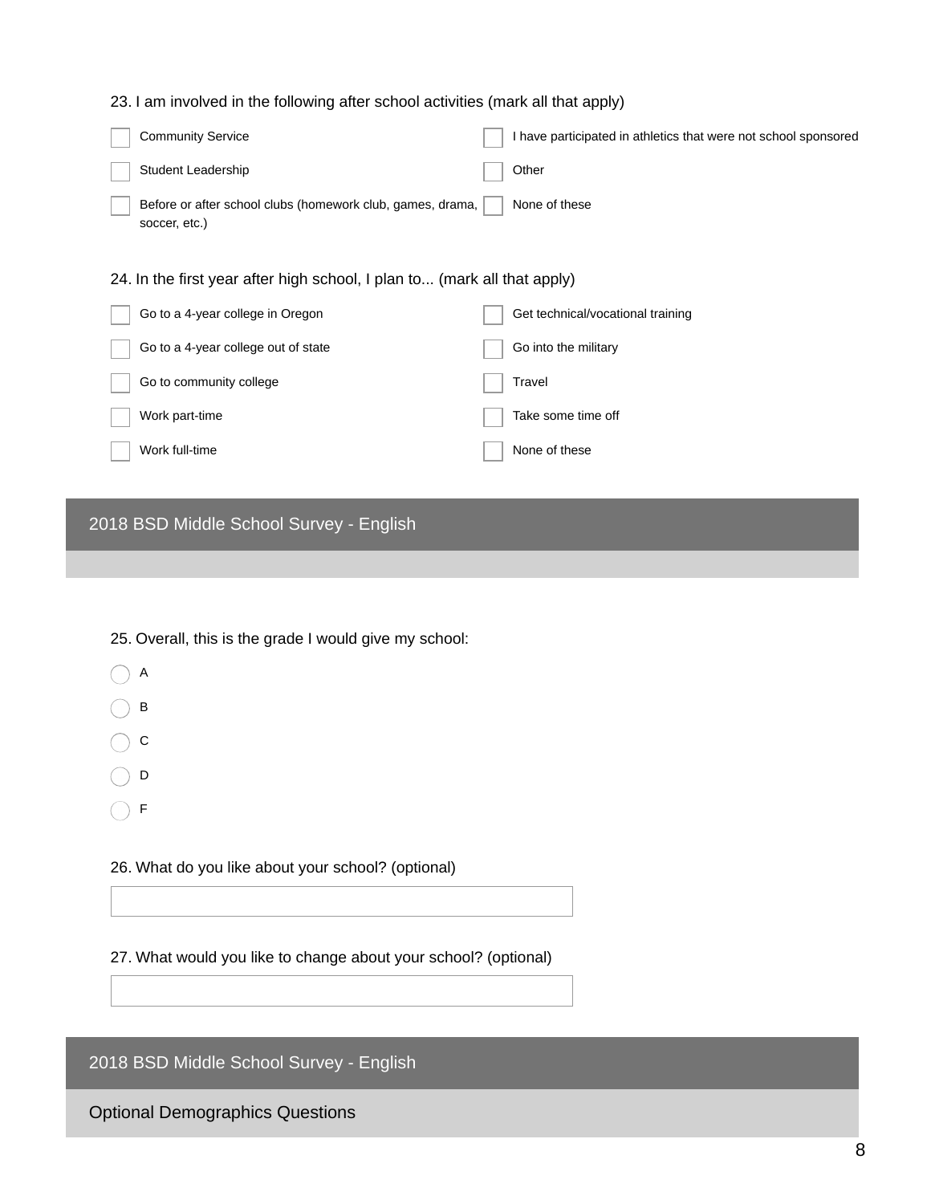23. I am involved in the following after school activities (mark all that apply)

- [ ] Community Service
- [ ] Student Leadership
- [ ] Before or after school clubs (homework club, games, drama, soccer, etc.)
- [ ] I have participated in athletics that were not school sponsored
- [ ] Other
- [ ] None of these

24. In the first year after high school, I plan to... (mark all that apply)

- [ ] Go to a 4-year college in Oregon
- [ ] Go to a 4-year college out of state
- [ ] Go to community college
- [ ] Work part-time
- [ ] Work full-time
- [ ] Get technical/vocational training
- [ ] Go into the military
- [ ] Travel
- [ ] Take some time off
- [ ] None of these

## 2018 BSD Middle School Survey - English

25. Overall, this is the grade I would give my school:

- ( ) A
- ( ) B
- ( ) C
- ( ) D
- ( ) F

26. What do you like about your school? (optional)

\_\_\_\_\_\_\_\_\_\_\_\_\_\_\_\_\_\_\_\_

27. What would you like to change about your school? (optional)

\_\_\_\_\_\_\_\_\_\_\_\_\_\_\_\_\_\_\_\_

## 2018 BSD Middle School Survey - English

### Optional Demographics Questions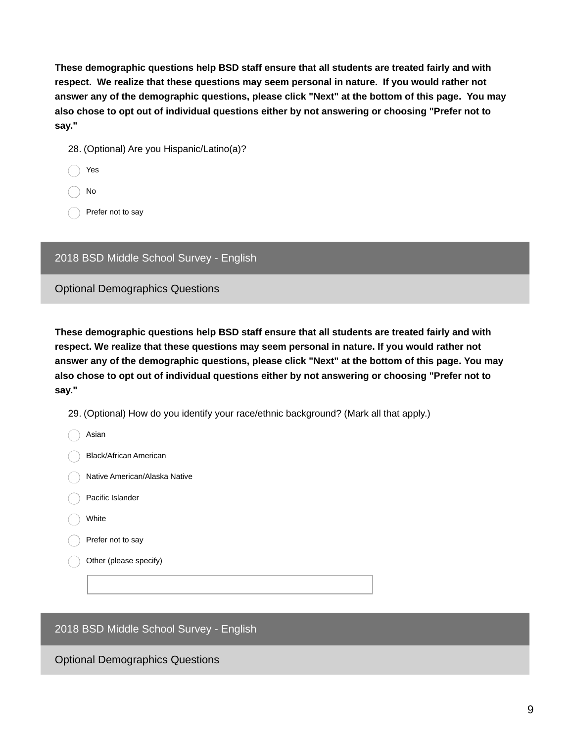**These demographic questions help BSD staff ensure that all students are treated fairly and with respect. We realize that these questions may seem personal in nature. If you would rather not answer any of the demographic questions, please click "Next" at the bottom of this page. You may also chose to opt out of individual questions either by not answering or choosing "Prefer not to say."**

28. (Optional) Are you Hispanic/Latino(a)?

- ◯ Yes
- ◯ No
- ◯ Prefer not to say

## 2018 BSD Middle School Survey - English

### Optional Demographics Questions

**These demographic questions help BSD staff ensure that all students are treated fairly and with respect. We realize that these questions may seem personal in nature. If you would rather not answer any of the demographic questions, please click "Next" at the bottom of this page. You may also chose to opt out of individual questions either by not answering or choosing "Prefer not to say."**

29. (Optional) How do you identify your race/ethnic background? (Mark all that apply.)

- ◯ Asian
- ◯ Black/African American
- ◯ Native American/Alaska Native
- ◯ Pacific Islander
- ◯ White
- ◯ Prefer not to say
- ◯ Other (please specify)

______________________________

## 2018 BSD Middle School Survey - English

### Optional Demographics Questions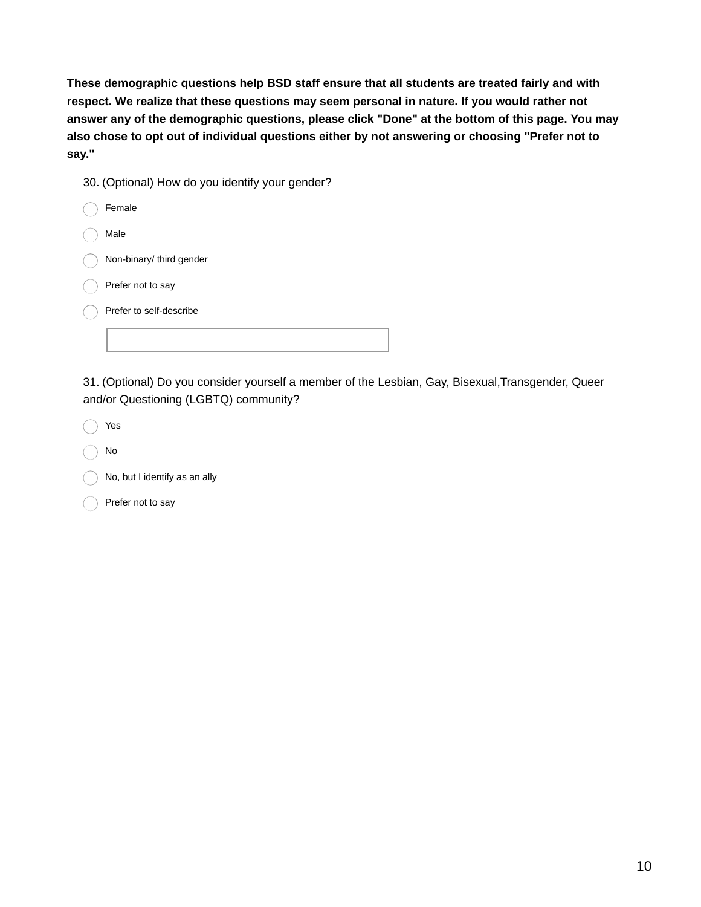**These demographic questions help BSD staff ensure that all students are treated fairly and with respect. We realize that these questions may seem personal in nature. If you would rather not answer any of the demographic questions, please click "Done" at the bottom of this page. You may also chose to opt out of individual questions either by not answering or choosing "Prefer not to say."**

30. (Optional) How do you identify your gender?

- ◯ Female
- ◯ Male
- ◯ Non-binary/ third gender
- ◯ Prefer not to say
- ◯ Prefer to self-describe

 ______________________________

31. (Optional) Do you consider yourself a member of the Lesbian, Gay, Bisexual,Transgender, Queer and/or Questioning (LGBTQ) community?

- ◯ Yes
- ◯ No
- ◯ No, but I identify as an ally
- ◯ Prefer not to say